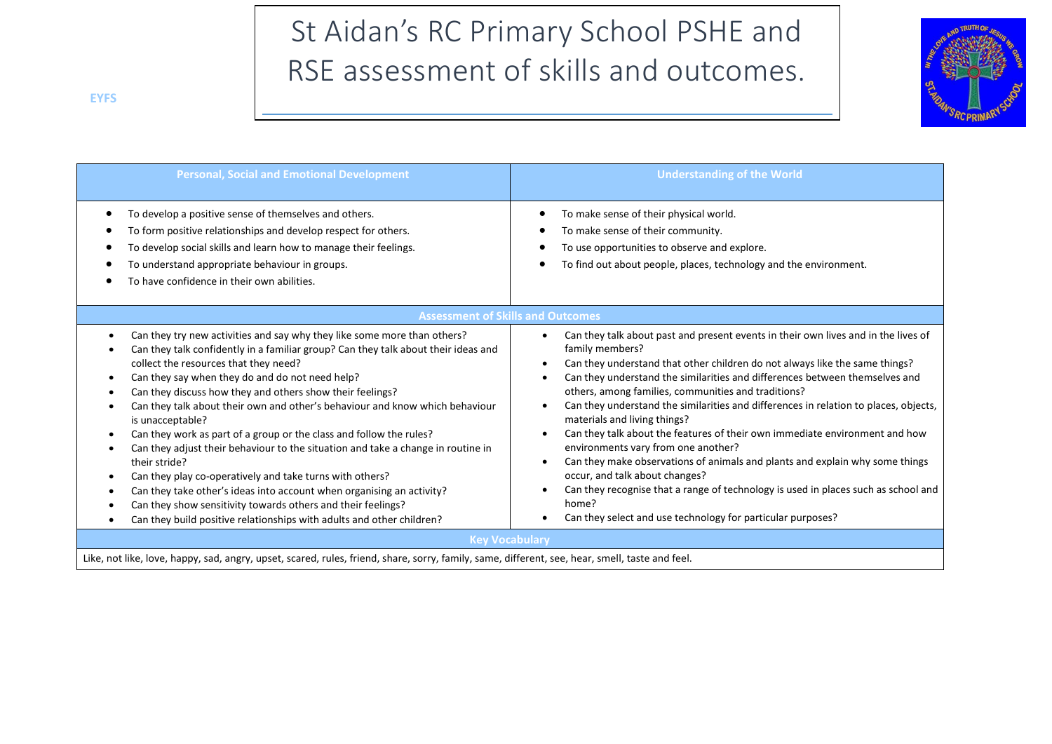# St Aidan's RC Primary School PSHE and RSE assessment of skills and outcomes.

**EYFS**

| Personal, Social and Emotional Development | Understanding of the World |
|---|---|
| • To develop a positive sense of themselves and others.<br>• To form positive relationships and develop respect for others.<br>• To develop social skills and learn how to manage their feelings.<br>• To understand appropriate behaviour in groups.<br>• To have confidence in their own abilities. | • To make sense of their physical world.<br>• To make sense of their community.<br>• To use opportunities to observe and explore.<br>• To find out about people, places, technology and the environment. |
| **Assessment of Skills and Outcomes** | |
| • Can they try new activities and say why they like some more than others?<br>• Can they talk confidently in a familiar group? Can they talk about their ideas and collect the resources that they need?<br>• Can they say when they do and do not need help?<br>• Can they discuss how they and others show their feelings?<br>• Can they talk about their own and other's behaviour and know which behaviour is unacceptable?<br>• Can they work as part of a group or the class and follow the rules?<br>• Can they adjust their behaviour to the situation and take a change in routine in their stride?<br>• Can they play co-operatively and take turns with others?<br>• Can they take other's ideas into account when organising an activity?<br>• Can they show sensitivity towards others and their feelings?<br>• Can they build positive relationships with adults and other children? | • Can they talk about past and present events in their own lives and in the lives of family members?<br>• Can they understand that other children do not always like the same things?<br>• Can they understand the similarities and differences between themselves and others, among families, communities and traditions?<br>• Can they understand the similarities and differences in relation to places, objects, materials and living things?<br>• Can they talk about the features of their own immediate environment and how environments vary from one another?<br>• Can they make observations of animals and plants and explain why some things occur, and talk about changes?<br>• Can they recognise that a range of technology is used in places such as school and home?<br>• Can they select and use technology for particular purposes? |
| **Key Vocabulary** | |
| Like, not like, love, happy, sad, angry, upset, scared, rules, friend, share, sorry, family, same, different, see, hear, smell, taste and feel. | |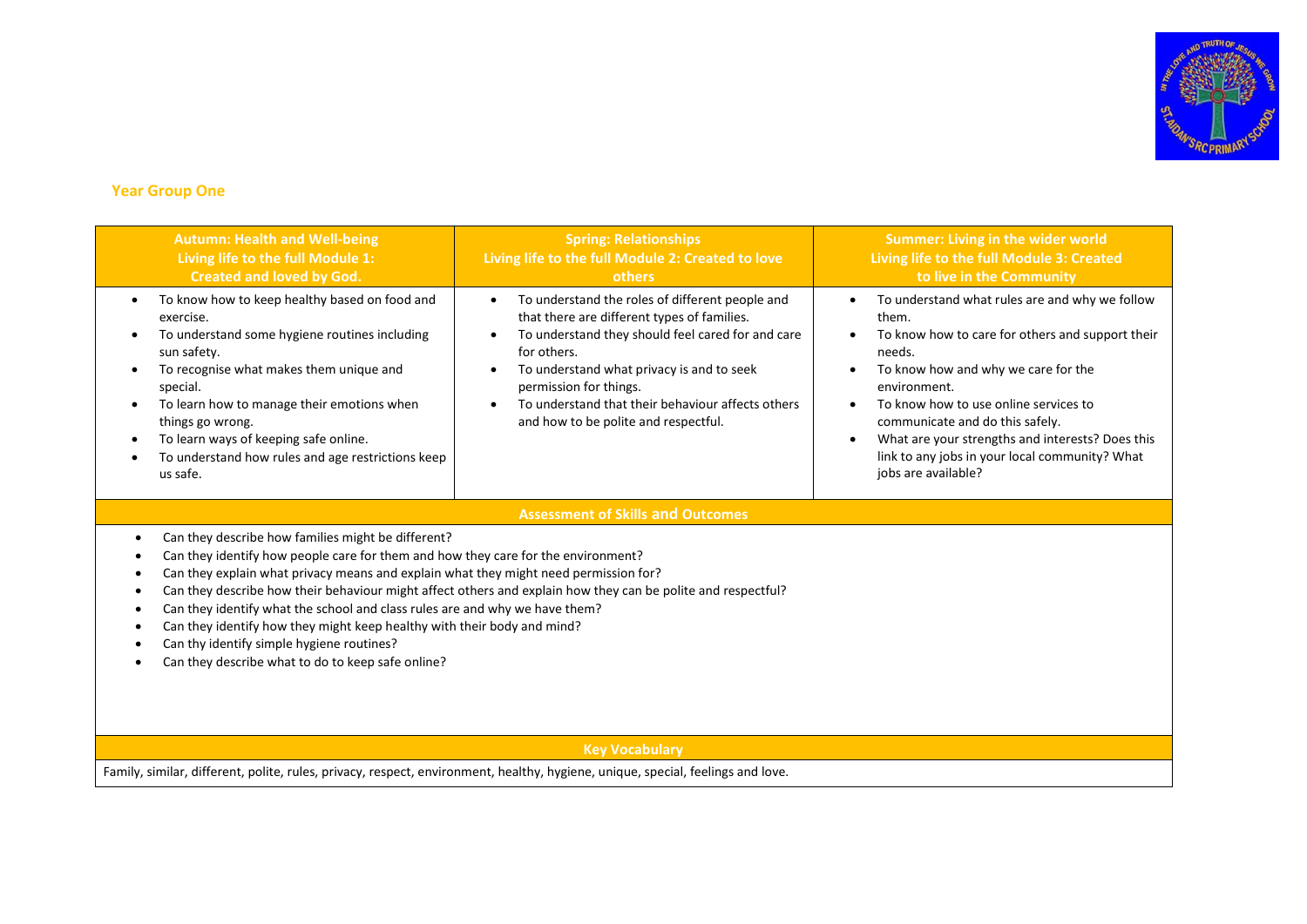## Year Group One

| Autumn: Health and Well-being<br>Living life to the full Module 1:<br>Created and loved by God. | Spring: Relationships<br>Living life to the full Module 2: Created to love others | Summer: Living in the wider world<br>Living life to the full Module 3: Created to live in the Community |
|---|---|---|
| • To know how to keep healthy based on food and exercise.<br>• To understand some hygiene routines including sun safety.<br>• To recognise what makes them unique and special.<br>• To learn how to manage their emotions when things go wrong.<br>• To learn ways of keeping safe online.<br>• To understand how rules and age restrictions keep us safe. | • To understand the roles of different people and that there are different types of families.<br>• To understand they should feel cared for and care for others.<br>• To understand what privacy is and to seek permission for things.<br>• To understand that their behaviour affects others and how to be polite and respectful. | • To understand what rules are and why we follow them.<br>• To know how to care for others and support their needs.<br>• To know how and why we care for the environment.<br>• To know how to use online services to communicate and do this safely.<br>• What are your strengths and interests? Does this link to any jobs in your local community? What jobs are available? |

### Assessment of Skills and Outcomes

- Can they describe how families might be different?
- Can they identify how people care for them and how they care for the environment?
- Can they explain what privacy means and explain what they might need permission for?
- Can they describe how their behaviour might affect others and explain how they can be polite and respectful?
- Can they identify what the school and class rules are and why we have them?
- Can they identify how they might keep healthy with their body and mind?
- Can thy identify simple hygiene routines?
- Can they describe what to do to keep safe online?

### Key Vocabulary

Family, similar, different, polite, rules, privacy, respect, environment, healthy, hygiene, unique, special, feelings and love.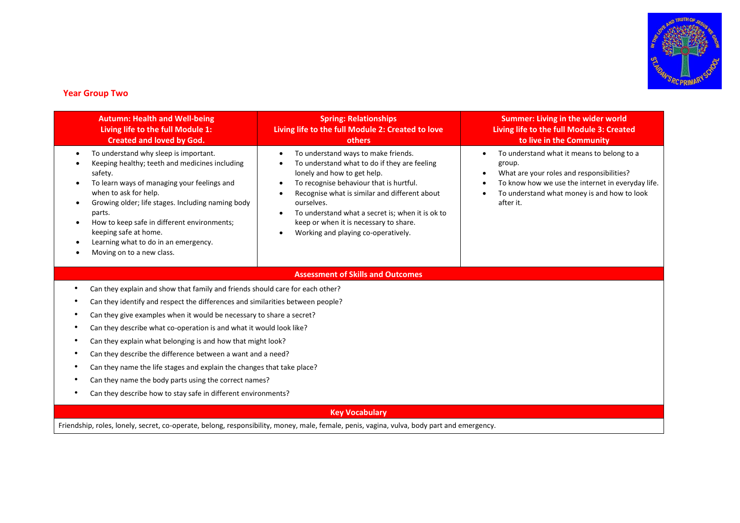## Year Group Two

| Autumn: Health and Well-being<br>Living life to the full Module 1:<br>Created and loved by God. | Spring: Relationships<br>Living life to the full Module 2: Created to love others | Summer: Living in the wider world<br>Living life to the full Module 3: Created to live in the Community |
|---|---|---|
| • To understand why sleep is important.<br>• Keeping healthy; teeth and medicines including safety.<br>• To learn ways of managing your feelings and when to ask for help.<br>• Growing older; life stages. Including naming body parts.<br>• How to keep safe in different environments; keeping safe at home.<br>• Learning what to do in an emergency.<br>• Moving on to a new class. | • To understand ways to make friends.<br>• To understand what to do if they are feeling lonely and how to get help.<br>• To recognise behaviour that is hurtful.<br>• Recognise what is similar and different about ourselves.<br>• To understand what a secret is; when it is ok to keep or when it is necessary to share.<br>• Working and playing co-operatively. | • To understand what it means to belong to a group.<br>• What are your roles and responsibilities?<br>• To know how we use the internet in everyday life.<br>• To understand what money is and how to look after it. |

### Assessment of Skills and Outcomes

- Can they explain and show that family and friends should care for each other?
- Can they identify and respect the differences and similarities between people?
- Can they give examples when it would be necessary to share a secret?
- Can they describe what co-operation is and what it would look like?
- Can they explain what belonging is and how that might look?
- Can they describe the difference between a want and a need?
- Can they name the life stages and explain the changes that take place?
- Can they name the body parts using the correct names?
- Can they describe how to stay safe in different environments?

### Key Vocabulary

Friendship, roles, lonely, secret, co-operate, belong, responsibility, money, male, female, penis, vagina, vulva, body part and emergency.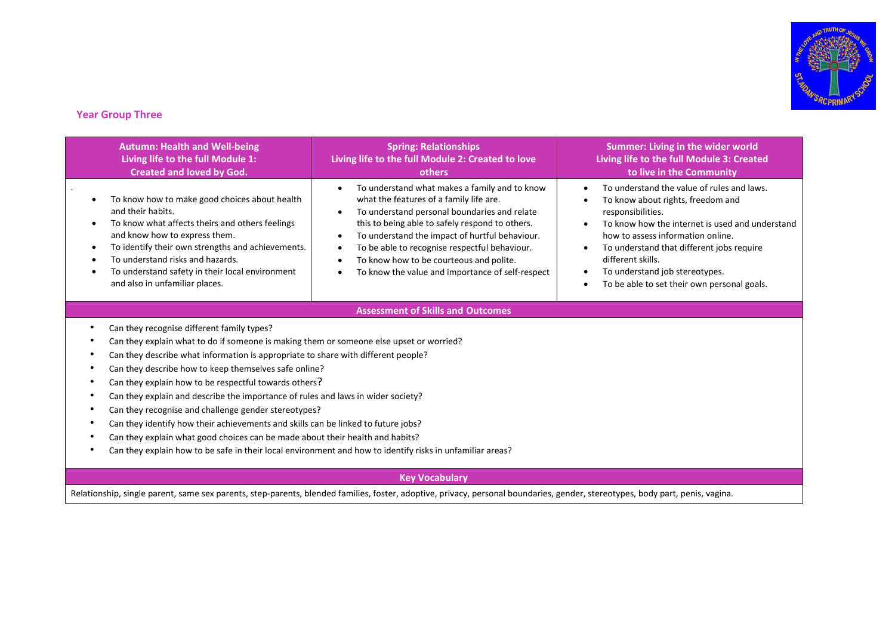## Year Group Three

| Autumn: Health and Well-being<br>Living life to the full Module 1:<br>Created and loved by God. | Spring: Relationships<br>Living life to the full Module 2: Created to love others | Summer: Living in the wider world<br>Living life to the full Module 3: Created to live in the Community |
|---|---|---|
| .<br>• To know how to make good choices about health and their habits.<br>• To know what affects theirs and others feelings and know how to express them.<br>• To identify their own strengths and achievements.<br>• To understand risks and hazards.<br>• To understand safety in their local environment and also in unfamiliar places. | • To understand what makes a family and to know what the features of a family life are.<br>• To understand personal boundaries and relate this to being able to safely respond to others.<br>• To understand the impact of hurtful behaviour.<br>• To be able to recognise respectful behaviour.<br>• To know how to be courteous and polite.<br>• To know the value and importance of self-respect | • To understand the value of rules and laws.<br>• To know about rights, freedom and responsibilities.<br>• To know how the internet is used and understand how to assess information online.<br>• To understand that different jobs require different skills.<br>• To understand job stereotypes.<br>• To be able to set their own personal goals. |

### Assessment of Skills and Outcomes

- Can they recognise different family types?
- Can they explain what to do if someone is making them or someone else upset or worried?
- Can they describe what information is appropriate to share with different people?
- Can they describe how to keep themselves safe online?
- Can they explain how to be respectful towards others?
- Can they explain and describe the importance of rules and laws in wider society?
- Can they recognise and challenge gender stereotypes?
- Can they identify how their achievements and skills can be linked to future jobs?
- Can they explain what good choices can be made about their health and habits?
- Can they explain how to be safe in their local environment and how to identify risks in unfamiliar areas?

### Key Vocabulary

Relationship, single parent, same sex parents, step-parents, blended families, foster, adoptive, privacy, personal boundaries, gender, stereotypes, body part, penis, vagina.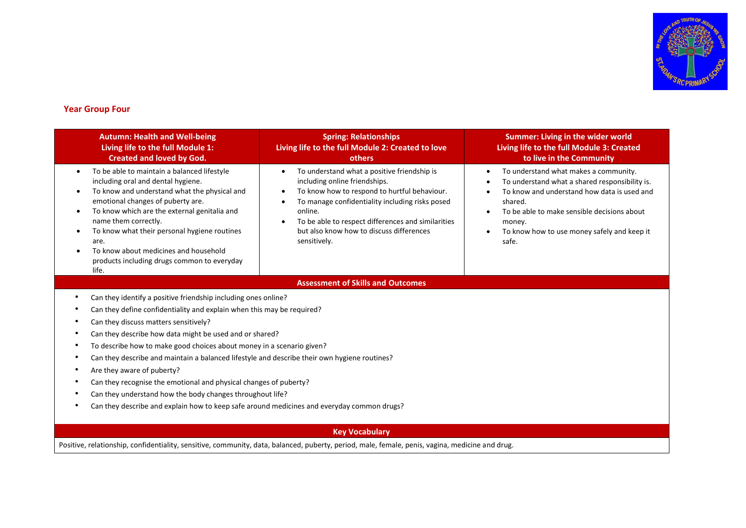## Year Group Four

| Autumn: Health and Well-being<br>Living life to the full Module 1:<br>Created and loved by God. | Spring: Relationships<br>Living life to the full Module 2: Created to love others | Summer: Living in the wider world<br>Living life to the full Module 3: Created to live in the Community |
|---|---|---|
| • To be able to maintain a balanced lifestyle including oral and dental hygiene.<br>• To know and understand what the physical and emotional changes of puberty are.<br>• To know which are the external genitalia and name them correctly.<br>• To know what their personal hygiene routines are.<br>• To know about medicines and household products including drugs common to everyday life. | • To understand what a positive friendship is including online friendships.<br>• To know how to respond to hurtful behaviour.<br>• To manage confidentiality including risks posed online.<br>• To be able to respect differences and similarities but also know how to discuss differences sensitively. | • To understand what makes a community.<br>• To understand what a shared responsibility is.<br>• To know and understand how data is used and shared.<br>• To be able to make sensible decisions about money.<br>• To know how to use money safely and keep it safe. |

### Assessment of Skills and Outcomes

- Can they identify a positive friendship including ones online?
- Can they define confidentiality and explain when this may be required?
- Can they discuss matters sensitively?
- Can they describe how data might be used and or shared?
- To describe how to make good choices about money in a scenario given?
- Can they describe and maintain a balanced lifestyle and describe their own hygiene routines?
- Are they aware of puberty?
- Can they recognise the emotional and physical changes of puberty?
- Can they understand how the body changes throughout life?
- Can they describe and explain how to keep safe around medicines and everyday common drugs?

### Key Vocabulary

Positive, relationship, confidentiality, sensitive, community, data, balanced, puberty, period, male, female, penis, vagina, medicine and drug.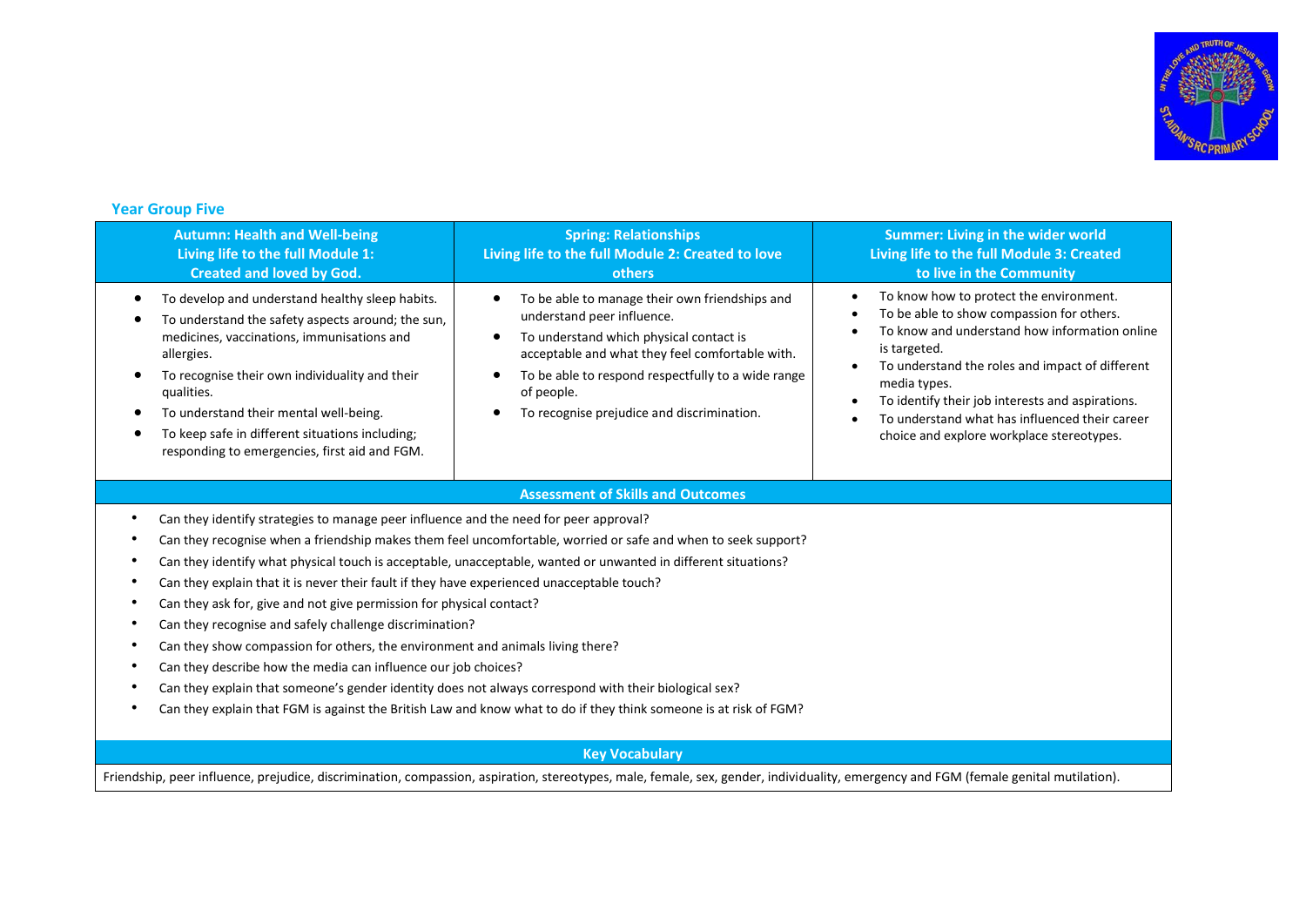## Year Group Five

| Autumn: Health and Well-being<br>Living life to the full Module 1: Created and loved by God. | Spring: Relationships<br>Living life to the full Module 2: Created to love others | Summer: Living in the wider world<br>Living life to the full Module 3: Created to live in the Community |
|---|---|---|
| • To develop and understand healthy sleep habits.<br>• To understand the safety aspects around; the sun, medicines, vaccinations, immunisations and allergies.<br>• To recognise their own individuality and their qualities.<br>• To understand their mental well-being.<br>• To keep safe in different situations including; responding to emergencies, first aid and FGM. | • To be able to manage their own friendships and understand peer influence.<br>• To understand which physical contact is acceptable and what they feel comfortable with.<br>• To be able to respond respectfully to a wide range of people.<br>• To recognise prejudice and discrimination. | • To know how to protect the environment.<br>• To be able to show compassion for others.<br>• To know and understand how information online is targeted.<br>• To understand the roles and impact of different media types.<br>• To identify their job interests and aspirations.<br>• To understand what has influenced their career choice and explore workplace stereotypes. |

### Assessment of Skills and Outcomes

- Can they identify strategies to manage peer influence and the need for peer approval?
- Can they recognise when a friendship makes them feel uncomfortable, worried or safe and when to seek support?
- Can they identify what physical touch is acceptable, unacceptable, wanted or unwanted in different situations?
- Can they explain that it is never their fault if they have experienced unacceptable touch?
- Can they ask for, give and not give permission for physical contact?
- Can they recognise and safely challenge discrimination?
- Can they show compassion for others, the environment and animals living there?
- Can they describe how the media can influence our job choices?
- Can they explain that someone's gender identity does not always correspond with their biological sex?
- Can they explain that FGM is against the British Law and know what to do if they think someone is at risk of FGM?

### Key Vocabulary

Friendship, peer influence, prejudice, discrimination, compassion, aspiration, stereotypes, male, female, sex, gender, individuality, emergency and FGM (female genital mutilation).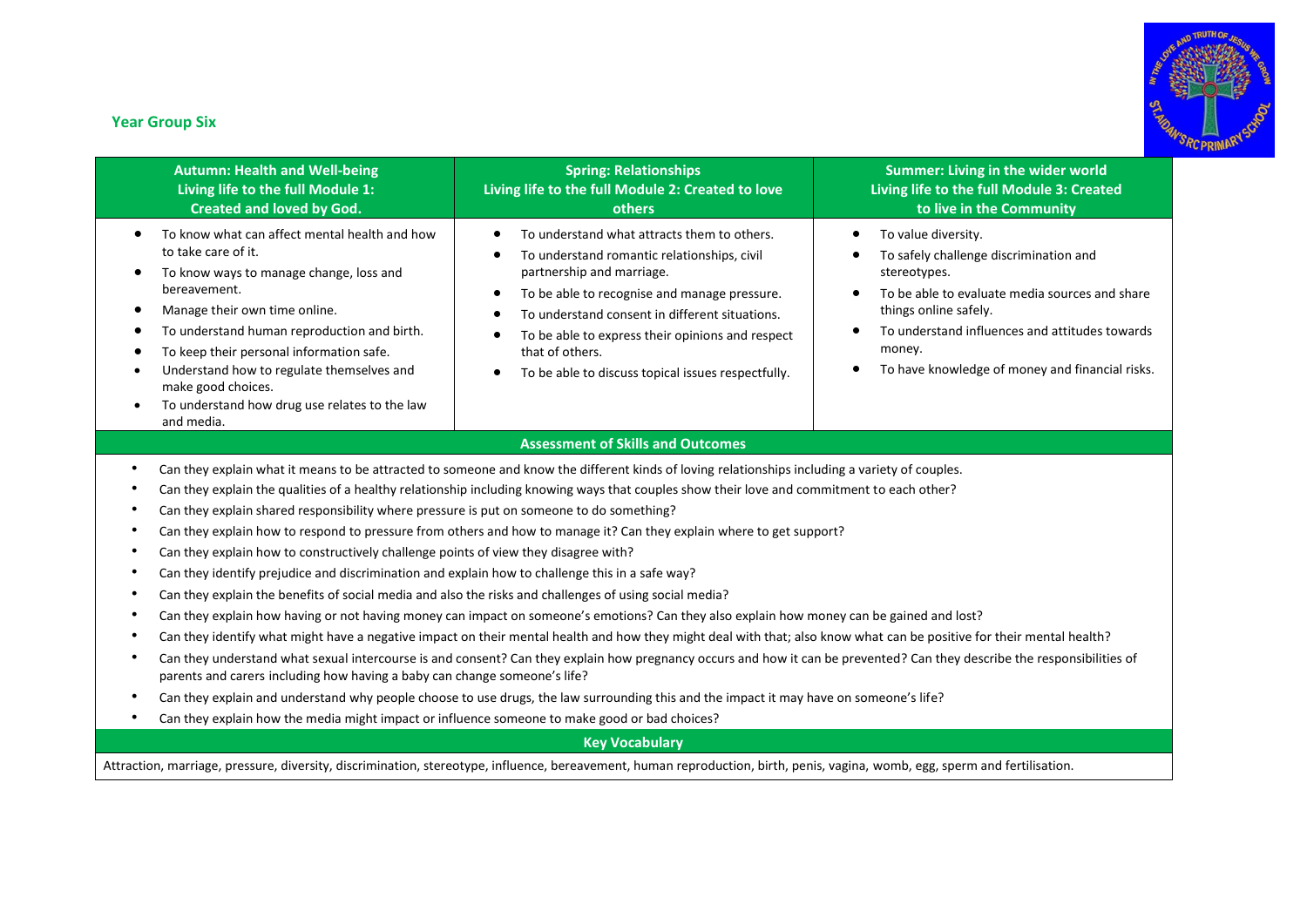## Year Group Six

| Autumn: Health and Well-being<br>Living life to the full Module 1:<br>Created and loved by God. | Spring: Relationships<br>Living life to the full Module 2: Created to love others | Summer: Living in the wider world<br>Living life to the full Module 3: Created to live in the Community |
|---|---|---|
| • To know what can affect mental health and how to take care of it.<br>• To know ways to manage change, loss and bereavement.<br>• Manage their own time online.<br>• To understand human reproduction and birth.<br>• To keep their personal information safe.<br>• Understand how to regulate themselves and make good choices.<br>• To understand how drug use relates to the law and media. | • To understand what attracts them to others.<br>• To understand romantic relationships, civil partnership and marriage.<br>• To be able to recognise and manage pressure.<br>• To understand consent in different situations.<br>• To be able to express their opinions and respect that of others.<br>• To be able to discuss topical issues respectfully. | • To value diversity.<br>• To safely challenge discrimination and stereotypes.<br>• To be able to evaluate media sources and share things online safely.<br>• To understand influences and attitudes towards money.<br>• To have knowledge of money and financial risks. |

### Assessment of Skills and Outcomes

- Can they explain what it means to be attracted to someone and know the different kinds of loving relationships including a variety of couples.
- Can they explain the qualities of a healthy relationship including knowing ways that couples show their love and commitment to each other?
- Can they explain shared responsibility where pressure is put on someone to do something?
- Can they explain how to respond to pressure from others and how to manage it? Can they explain where to get support?
- Can they explain how to constructively challenge points of view they disagree with?
- Can they identify prejudice and discrimination and explain how to challenge this in a safe way?
- Can they explain the benefits of social media and also the risks and challenges of using social media?
- Can they explain how having or not having money can impact on someone's emotions? Can they also explain how money can be gained and lost?
- Can they identify what might have a negative impact on their mental health and how they might deal with that; also know what can be positive for their mental health?
- Can they understand what sexual intercourse is and consent? Can they explain how pregnancy occurs and how it can be prevented? Can they describe the responsibilities of parents and carers including how having a baby can change someone's life?
- Can they explain and understand why people choose to use drugs, the law surrounding this and the impact it may have on someone's life?
- Can they explain how the media might impact or influence someone to make good or bad choices?

### Key Vocabulary

Attraction, marriage, pressure, diversity, discrimination, stereotype, influence, bereavement, human reproduction, birth, penis, vagina, womb, egg, sperm and fertilisation.